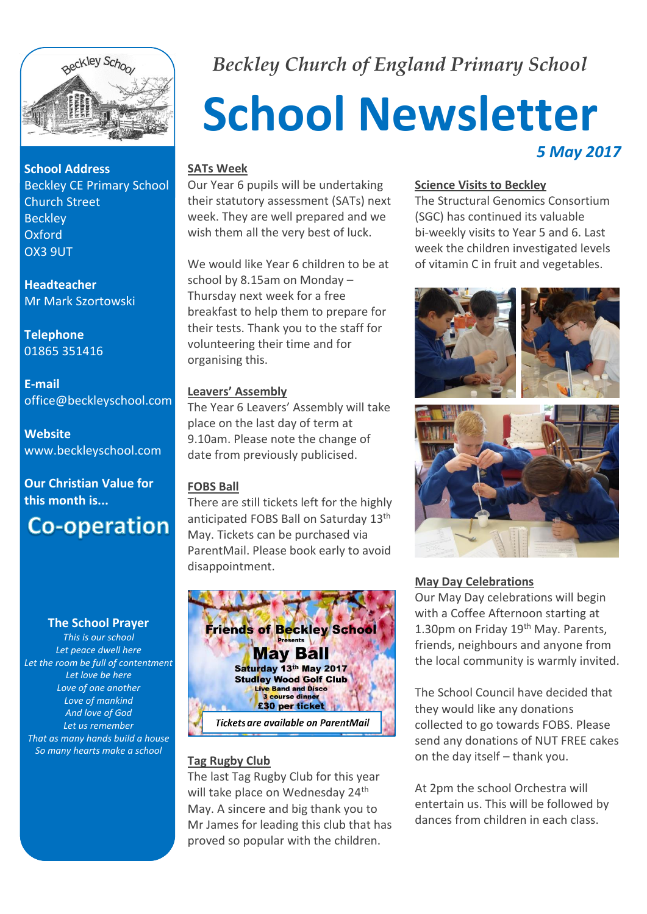# Beckley Church of England Primary School

# School Newsletter

*5 May 2017*

**School Address**
Beckley CE Primary School
Church Street
Beckley
Oxford
OX3 9UT

**Headteacher**
Mr Mark Szortowski

**Telephone**
01865 351416

**E-mail**
office@beckleyschool.com

**Website**
www.beckleyschool.com

**Our Christian Value for this month is...**

**Co-operation**

**The School Prayer**

*This is our school*
*Let peace dwell here*
*Let the room be full of contentment*
*Let love be here*
*Love of one another*
*Love of mankind*
*And love of God*
*Let us remember*
*That as many hands build a house*
*So many hearts make a school*

## SATs Week

Our Year 6 pupils will be undertaking their statutory assessment (SATs) next week. They are well prepared and we wish them all the very best of luck.

We would like Year 6 children to be at school by 8.15am on Monday – Thursday next week for a free breakfast to help them to prepare for their tests. Thank you to the staff for volunteering their time and for organising this.

## Leavers' Assembly

The Year 6 Leavers' Assembly will take place on the last day of term at 9.10am. Please note the change of date from previously publicised.

## FOBS Ball

There are still tickets left for the highly anticipated FOBS Ball on Saturday 13th May. Tickets can be purchased via ParentMail. Please book early to avoid disappointment.

**Friends of Beckley School**
Presents
**May Ball**
**Saturday 13th May 2017**
**Studley Wood Golf Club**
Live Band and Disco
3 course dinner
**£30 per ticket**

*Tickets are available on ParentMail*

## Tag Rugby Club

The last Tag Rugby Club for this year will take place on Wednesday 24th May. A sincere and big thank you to Mr James for leading this club that has proved so popular with the children.

## Science Visits to Beckley

The Structural Genomics Consortium (SGC) has continued its valuable bi-weekly visits to Year 5 and 6. Last week the children investigated levels of vitamin C in fruit and vegetables.

## May Day Celebrations

Our May Day celebrations will begin with a Coffee Afternoon starting at 1.30pm on Friday 19th May. Parents, friends, neighbours and anyone from the local community is warmly invited.

The School Council have decided that they would like any donations collected to go towards FOBS. Please send any donations of NUT FREE cakes on the day itself – thank you.

At 2pm the school Orchestra will entertain us. This will be followed by dances from children in each class.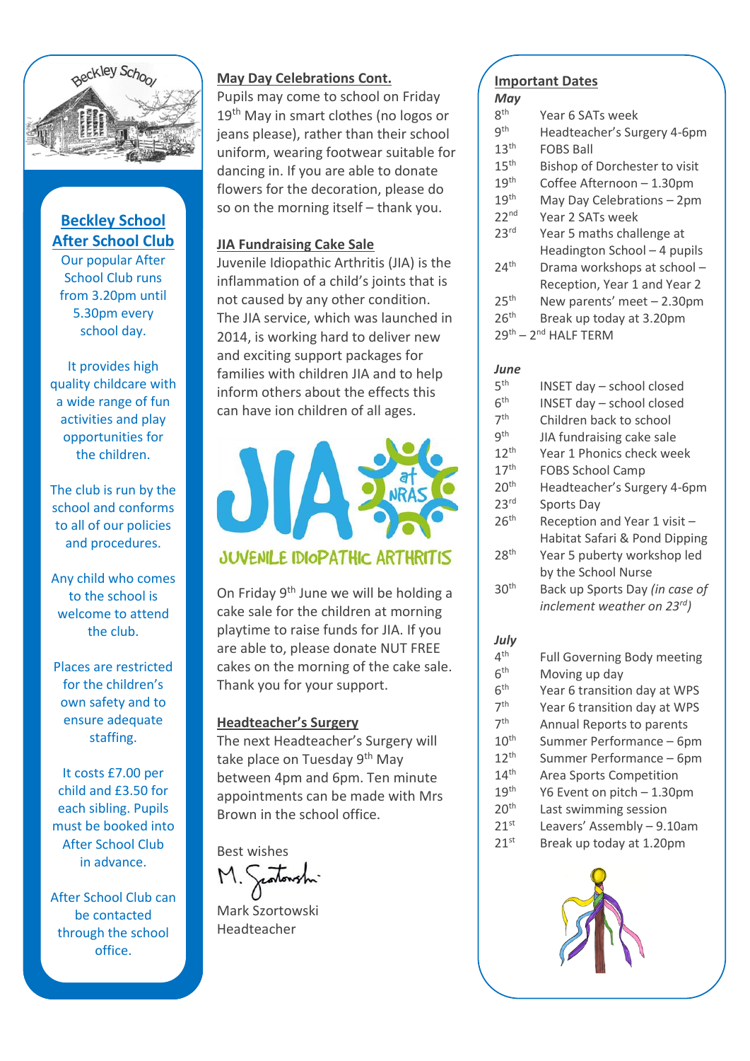## Beckley School After School Club

Our popular After School Club runs from 3.20pm until 5.30pm every school day.

It provides high quality childcare with a wide range of fun activities and play opportunities for the children.

The club is run by the school and conforms to all of our policies and procedures.

Any child who comes to the school is welcome to attend the club.

Places are restricted for the children's own safety and to ensure adequate staffing.

It costs £7.00 per child and £3.50 for each sibling. Pupils must be booked into After School Club in advance.

After School Club can be contacted through the school office.

## May Day Celebrations Cont.

Pupils may come to school on Friday 19th May in smart clothes (no logos or jeans please), rather than their school uniform, wearing footwear suitable for dancing in. If you are able to donate flowers for the decoration, please do so on the morning itself – thank you.

## JIA Fundraising Cake Sale

Juvenile Idiopathic Arthritis (JIA) is the inflammation of a child's joints that is not caused by any other condition. The JIA service, which was launched in 2014, is working hard to deliver new and exciting support packages for families with children JIA and to help inform others about the effects this can have ion children of all ages.

JIA at NRAS

JUVENILE IDIOPATHIC ARTHRITIS

On Friday 9th June we will be holding a cake sale for the children at morning playtime to raise funds for JIA. If you are able to, please donate NUT FREE cakes on the morning of the cake sale. Thank you for your support.

## Headteacher's Surgery

The next Headteacher's Surgery will take place on Tuesday 9th May between 4pm and 6pm. Ten minute appointments can be made with Mrs Brown in the school office.

Best wishes

Mark Szortowski
Headteacher

## Important Dates

### *May*

| | |
|---|---|
| 8th | Year 6 SATs week |
| 9th | Headteacher's Surgery 4-6pm |
| 13th | FOBS Ball |
| 15th | Bishop of Dorchester to visit |
| 19th | Coffee Afternoon – 1.30pm |
| 19th | May Day Celebrations – 2pm |
| 22nd | Year 2 SATs week |
| 23rd | Year 5 maths challenge at Headington School – 4 pupils |
| 24th | Drama workshops at school – Reception, Year 1 and Year 2 |
| 25th | New parents' meet – 2.30pm |
| 26th | Break up today at 3.20pm |
| 29th – 2nd | HALF TERM |

### *June*

| | |
|---|---|
| 5th | INSET day – school closed |
| 6th | INSET day – school closed |
| 7th | Children back to school |
| 9th | JIA fundraising cake sale |
| 12th | Year 1 Phonics check week |
| 17th | FOBS School Camp |
| 20th | Headteacher's Surgery 4-6pm |
| 23rd | Sports Day |
| 26th | Reception and Year 1 visit – Habitat Safari & Pond Dipping |
| 28th | Year 5 puberty workshop led by the School Nurse |
| 30th | Back up Sports Day *(in case of inclement weather on 23rd)* |

### *July*

| | |
|---|---|
| 4th | Full Governing Body meeting |
| 6th | Moving up day |
| 6th | Year 6 transition day at WPS |
| 7th | Year 6 transition day at WPS |
| 7th | Annual Reports to parents |
| 10th | Summer Performance – 6pm |
| 12th | Summer Performance – 6pm |
| 14th | Area Sports Competition |
| 19th | Y6 Event on pitch – 1.30pm |
| 20th | Last swimming session |
| 21st | Leavers' Assembly – 9.10am |
| 21st | Break up today at 1.20pm |